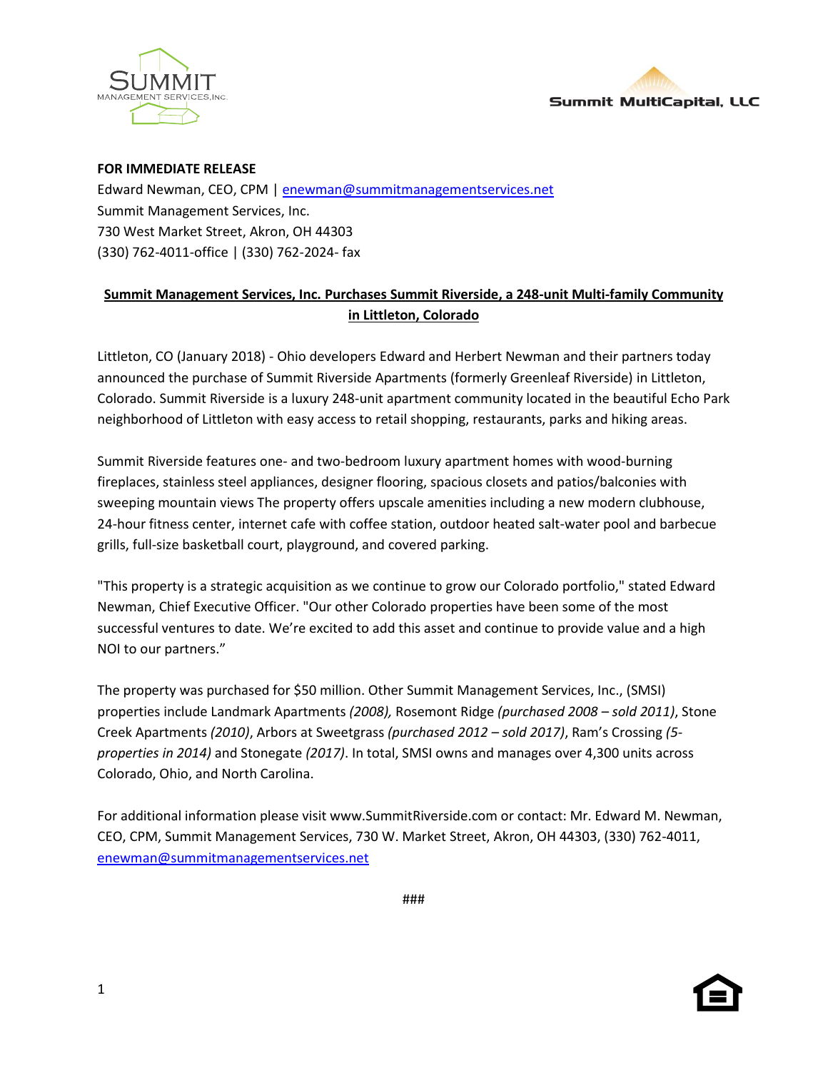**FOR IMMEDIATE RELEASE**
Edward Newman, CEO, CPM | enewman@summitmanagementservices.net
Summit Management Services, Inc.
730 West Market Street, Akron, OH 44303
(330) 762-4011-office | (330) 762-2024- fax

**Summit Management Services, Inc. Purchases Summit Riverside, a 248-unit Multi-family Community in Littleton, Colorado**

Littleton, CO (January 2018) - Ohio developers Edward and Herbert Newman and their partners today announced the purchase of Summit Riverside Apartments (formerly Greenleaf Riverside) in Littleton, Colorado. Summit Riverside is a luxury 248-unit apartment community located in the beautiful Echo Park neighborhood of Littleton with easy access to retail shopping, restaurants, parks and hiking areas.

Summit Riverside features one- and two-bedroom luxury apartment homes with wood-burning fireplaces, stainless steel appliances, designer flooring, spacious closets and patios/balconies with sweeping mountain views The property offers upscale amenities including a new modern clubhouse, 24-hour fitness center, internet cafe with coffee station, outdoor heated salt-water pool and barbecue grills, full-size basketball court, playground, and covered parking.

"This property is a strategic acquisition as we continue to grow our Colorado portfolio," stated Edward Newman, Chief Executive Officer. "Our other Colorado properties have been some of the most successful ventures to date. We're excited to add this asset and continue to provide value and a high NOI to our partners."

The property was purchased for $50 million. Other Summit Management Services, Inc., (SMSI) properties include Landmark Apartments *(2008),* Rosemont Ridge *(purchased 2008 – sold 2011)*, Stone Creek Apartments *(2010)*, Arbors at Sweetgrass *(purchased 2012 – sold 2017)*, Ram's Crossing *(5-properties in 2014)* and Stonegate *(2017)*. In total, SMSI owns and manages over 4,300 units across Colorado, Ohio, and North Carolina.

For additional information please visit www.SummitRiverside.com or contact: Mr. Edward M. Newman, CEO, CPM, Summit Management Services, 730 W. Market Street, Akron, OH 44303, (330) 762-4011, enewman@summitmanagementservices.net

###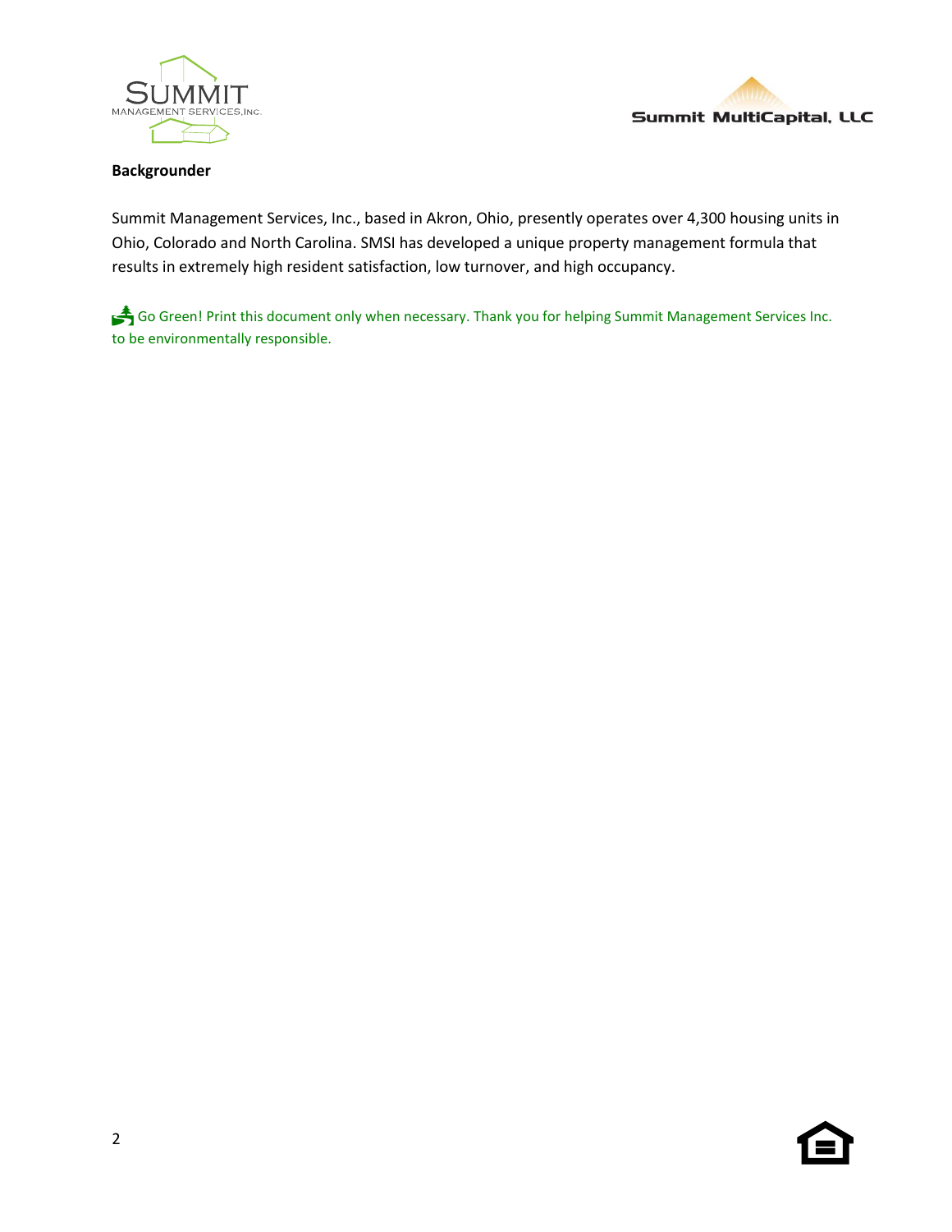**Backgrounder**

Summit Management Services, Inc., based in Akron, Ohio, presently operates over 4,300 housing units in Ohio, Colorado and North Carolina. SMSI has developed a unique property management formula that results in extremely high resident satisfaction, low turnover, and high occupancy.

Go Green! Print this document only when necessary. Thank you for helping Summit Management Services Inc. to be environmentally responsible.